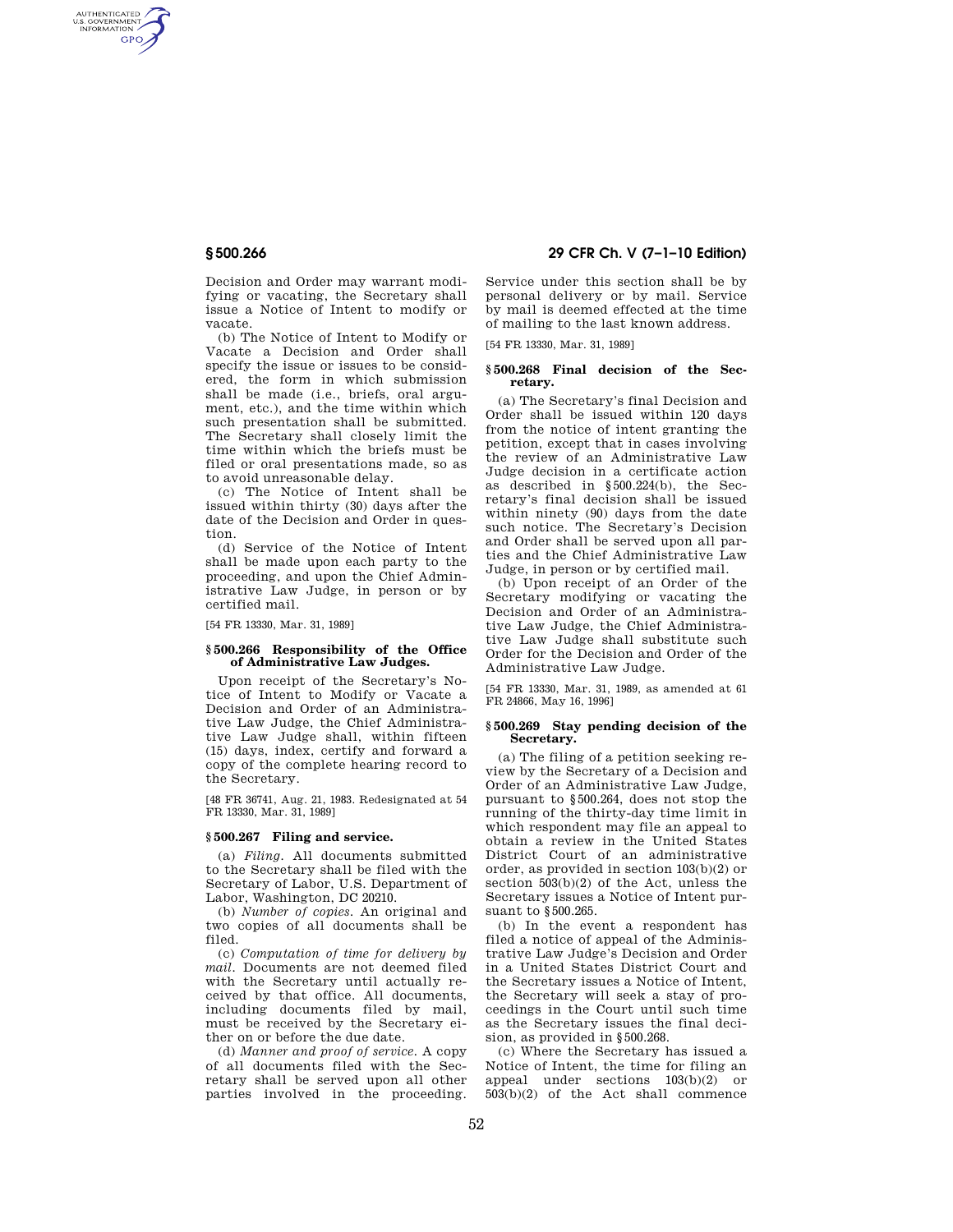Decision and Order may warrant modifying or vacating, the Secretary shall issue a Notice of Intent to modify or vacate.

(b) The Notice of Intent to Modify or Vacate a Decision and Order shall specify the issue or issues to be considered, the form in which submission shall be made (i.e., briefs, oral argument, etc.), and the time within which such presentation shall be submitted. The Secretary shall closely limit the time within which the briefs must be filed or oral presentations made, so as to avoid unreasonable delay.

(c) The Notice of Intent shall be issued within thirty (30) days after the date of the Decision and Order in question.

(d) Service of the Notice of Intent shall be made upon each party to the proceeding, and upon the Chief Administrative Law Judge, in person or by certified mail.

[54 FR 13330, Mar. 31, 1989]

### § 500.266 Responsibility of the Office of Administrative Law Judges.

Upon receipt of the Secretary's Notice of Intent to Modify or Vacate a Decision and Order of an Administrative Law Judge, the Chief Administrative Law Judge shall, within fifteen (15) days, index, certify and forward a copy of the complete hearing record to the Secretary.

[48 FR 36741, Aug. 21, 1983. Redesignated at 54 FR 13330, Mar. 31, 1989]

### § 500.267 Filing and service.

(a) *Filing.* All documents submitted to the Secretary shall be filed with the Secretary of Labor, U.S. Department of Labor, Washington, DC 20210.

(b) *Number of copies.* An original and two copies of all documents shall be filed.

(c) *Computation of time for delivery by mail.* Documents are not deemed filed with the Secretary until actually received by that office. All documents, including documents filed by mail, must be received by the Secretary either on or before the due date.

(d) *Manner and proof of service.* A copy of all documents filed with the Secretary shall be served upon all other parties involved in the proceeding. Service under this section shall be by personal delivery or by mail. Service by mail is deemed effected at the time of mailing to the last known address.

[54 FR 13330, Mar. 31, 1989]

### § 500.268 Final decision of the Secretary.

(a) The Secretary's final Decision and Order shall be issued within 120 days from the notice of intent granting the petition, except that in cases involving the review of an Administrative Law Judge decision in a certificate action as described in § 500.224(b), the Secretary's final decision shall be issued within ninety (90) days from the date such notice. The Secretary's Decision and Order shall be served upon all parties and the Chief Administrative Law Judge, in person or by certified mail.

(b) Upon receipt of an Order of the Secretary modifying or vacating the Decision and Order of an Administrative Law Judge, the Chief Administrative Law Judge shall substitute such Order for the Decision and Order of the Administrative Law Judge.

[54 FR 13330, Mar. 31, 1989, as amended at 61 FR 24866, May 16, 1996]

### § 500.269 Stay pending decision of the Secretary.

(a) The filing of a petition seeking review by the Secretary of a Decision and Order of an Administrative Law Judge, pursuant to § 500.264, does not stop the running of the thirty-day time limit in which respondent may file an appeal to obtain a review in the United States District Court of an administrative order, as provided in section 103(b)(2) or section 503(b)(2) of the Act, unless the Secretary issues a Notice of Intent pursuant to § 500.265.

(b) In the event a respondent has filed a notice of appeal of the Administrative Law Judge's Decision and Order in a United States District Court and the Secretary issues a Notice of Intent, the Secretary will seek a stay of proceedings in the Court until such time as the Secretary issues the final decision, as provided in § 500.268.

(c) Where the Secretary has issued a Notice of Intent, the time for filing an appeal under sections 103(b)(2) or 503(b)(2) of the Act shall commence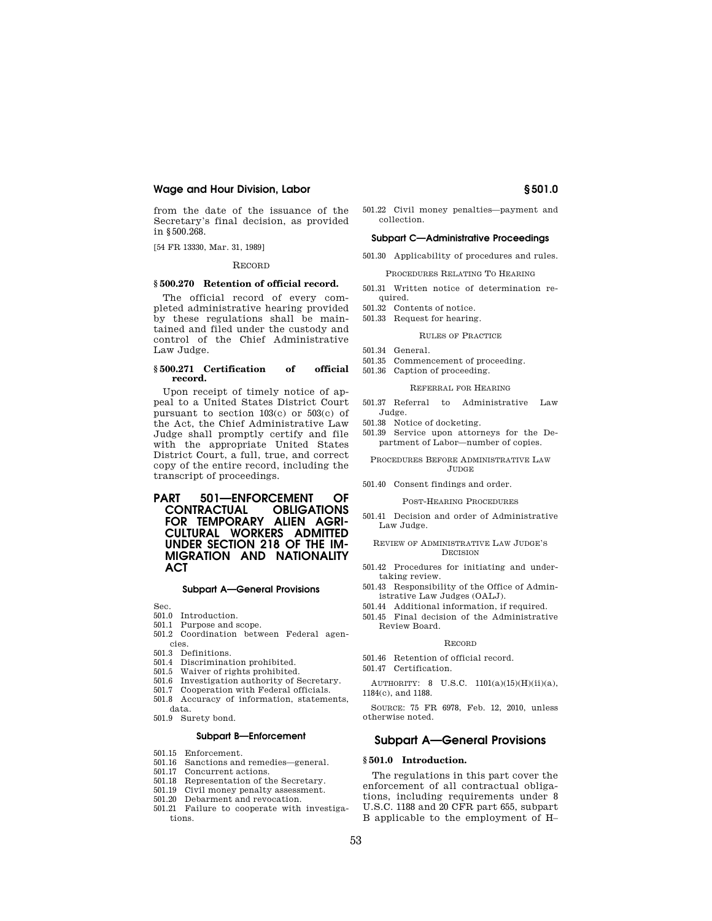from the date of the issuance of the Secretary's final decision, as provided in §500.268.

[54 FR 13330, Mar. 31, 1989]

RECORD

### § 500.270 Retention of official record.

The official record of every completed administrative hearing provided by these regulations shall be maintained and filed under the custody and control of the Chief Administrative Law Judge.

### § 500.271 Certification of official record.

Upon receipt of timely notice of appeal to a United States District Court pursuant to section 103(c) or 503(c) of the Act, the Chief Administrative Law Judge shall promptly certify and file with the appropriate United States District Court, a full, true, and correct copy of the entire record, including the transcript of proceedings.

# PART 501—ENFORCEMENT OF CONTRACTUAL OBLIGATIONS FOR TEMPORARY ALIEN AGRICULTURAL WORKERS ADMITTED UNDER SECTION 218 OF THE IMMIGRATION AND NATIONALITY ACT

#### Subpart A—General Provisions

Sec.
501.0 Introduction.
501.1 Purpose and scope.
501.2 Coordination between Federal agencies.
501.3 Definitions.
501.4 Discrimination prohibited.
501.5 Waiver of rights prohibited.
501.6 Investigation authority of Secretary.
501.7 Cooperation with Federal officials.
501.8 Accuracy of information, statements, data.
501.9 Surety bond.

#### Subpart B—Enforcement

501.15 Enforcement.
501.16 Sanctions and remedies—general.
501.17 Concurrent actions.
501.18 Representation of the Secretary.
501.19 Civil money penalty assessment.
501.20 Debarment and revocation.
501.21 Failure to cooperate with investigations.
501.22 Civil money penalties—payment and collection.

#### Subpart C—Administrative Proceedings

501.30 Applicability of procedures and rules.

PROCEDURES RELATING TO HEARING

501.31 Written notice of determination required.
501.32 Contents of notice.
501.33 Request for hearing.

RULES OF PRACTICE

501.34 General.
501.35 Commencement of proceeding.
501.36 Caption of proceeding.

REFERRAL FOR HEARING

501.37 Referral to Administrative Law Judge.
501.38 Notice of docketing.
501.39 Service upon attorneys for the Department of Labor—number of copies.

PROCEDURES BEFORE ADMINISTRATIVE LAW JUDGE

501.40 Consent findings and order.

POST-HEARING PROCEDURES

501.41 Decision and order of Administrative Law Judge.

REVIEW OF ADMINISTRATIVE LAW JUDGE'S DECISION

501.42 Procedures for initiating and undertaking review.
501.43 Responsibility of the Office of Administrative Law Judges (OALJ).
501.44 Additional information, if required.
501.45 Final decision of the Administrative Review Board.

RECORD

501.46 Retention of official record.
501.47 Certification.

AUTHORITY: 8 U.S.C. 1101(a)(15)(H)(ii)(a), 1184(c), and 1188.

SOURCE: 75 FR 6978, Feb. 12, 2010, unless otherwise noted.

## Subpart A—General Provisions

### § 501.0 Introduction.

The regulations in this part cover the enforcement of all contractual obligations, including requirements under 8 U.S.C. 1188 and 20 CFR part 655, subpart B applicable to the employment of H–